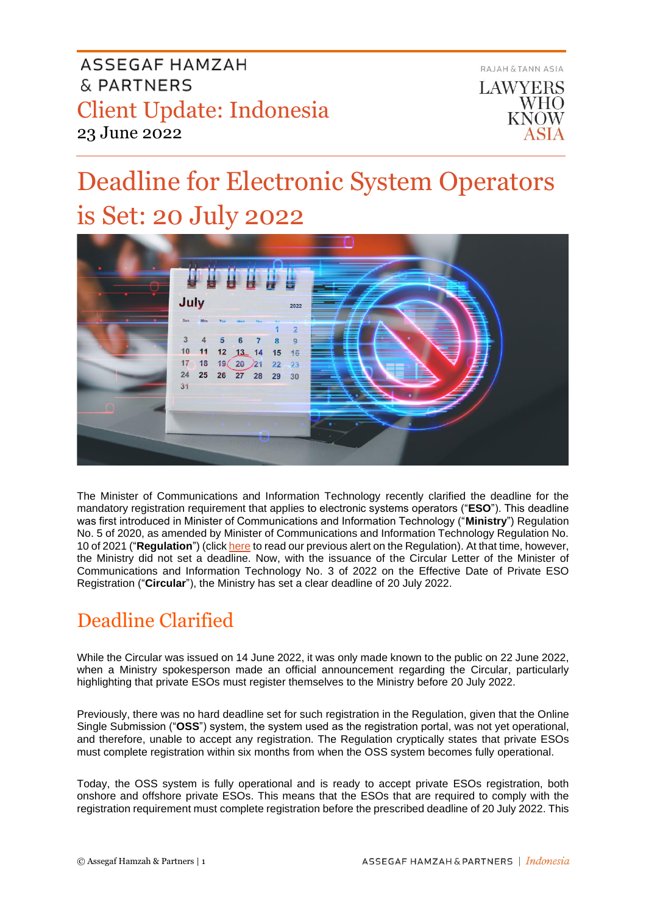ASSEGAF HAMZAH & PARTNERS

Client Update: Indonesia

23 June 2022

RAJAH & TANN ASIA

LAWYERS WHO KNOW ASIA

# Deadline for Electronic System Operators is Set: 20 July 2022

The Minister of Communications and Information Technology recently clarified the deadline for the mandatory registration requirement that applies to electronic systems operators ("**ESO**"). This deadline was first introduced in Minister of Communications and Information Technology ("**Ministry**") Regulation No. 5 of 2020, as amended by Minister of Communications and Information Technology Regulation No. 10 of 2021 ("**Regulation**") (click here to read our previous alert on the Regulation). At that time, however, the Ministry did not set a deadline. Now, with the issuance of the Circular Letter of the Minister of Communications and Information Technology No. 3 of 2022 on the Effective Date of Private ESO Registration ("**Circular**"), the Ministry has set a clear deadline of 20 July 2022.

## Deadline Clarified

While the Circular was issued on 14 June 2022, it was only made known to the public on 22 June 2022, when a Ministry spokesperson made an official announcement regarding the Circular, particularly highlighting that private ESOs must register themselves to the Ministry before 20 July 2022.

Previously, there was no hard deadline set for such registration in the Regulation, given that the Online Single Submission ("**OSS**") system, the system used as the registration portal, was not yet operational, and therefore, unable to accept any registration. The Regulation cryptically states that private ESOs must complete registration within six months from when the OSS system becomes fully operational.

Today, the OSS system is fully operational and is ready to accept private ESOs registration, both onshore and offshore private ESOs. This means that the ESOs that are required to comply with the registration requirement must complete registration before the prescribed deadline of 20 July 2022. This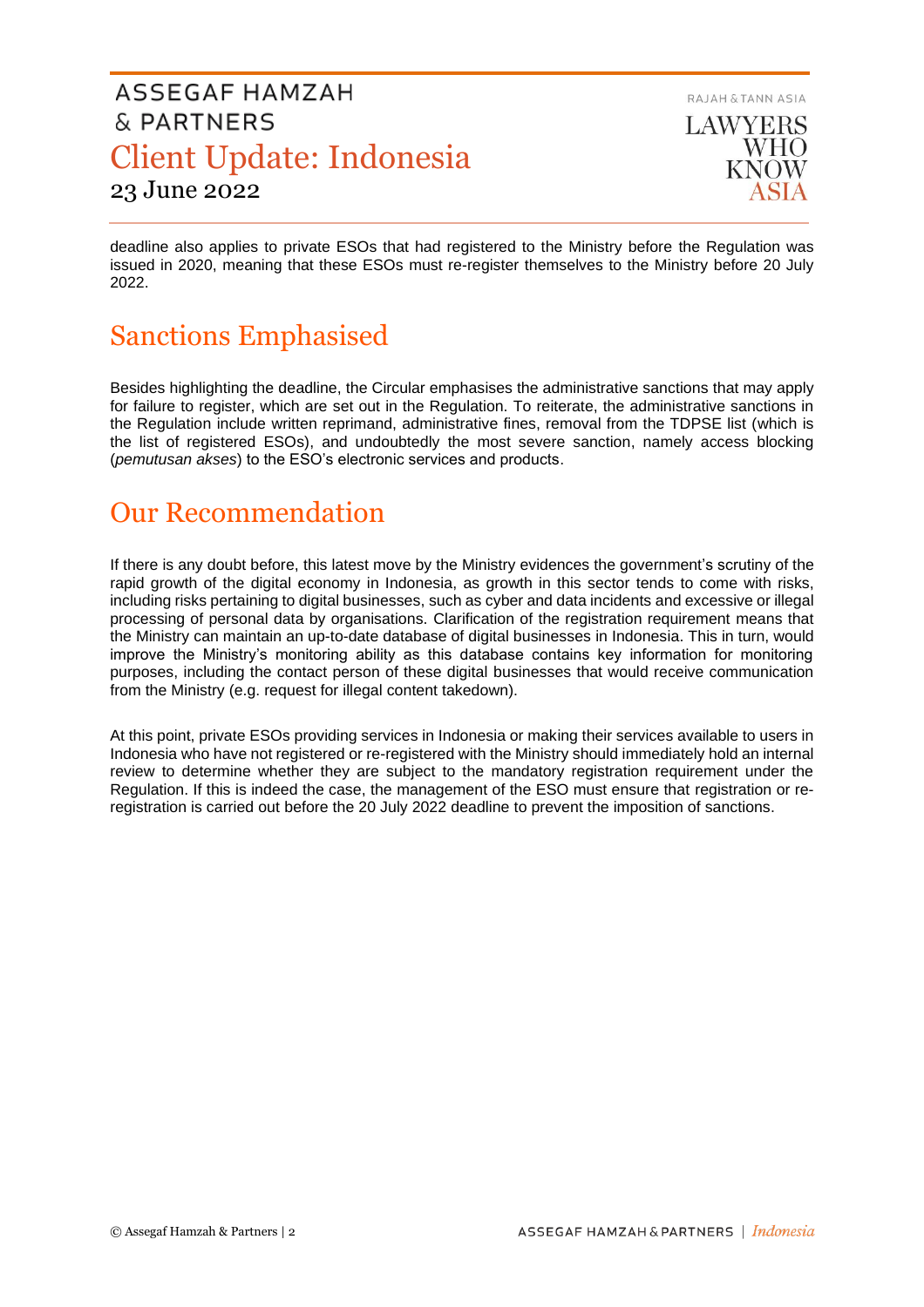deadline also applies to private ESOs that had registered to the Ministry before the Regulation was issued in 2020, meaning that these ESOs must re-register themselves to the Ministry before 20 July 2022.

## Sanctions Emphasised

Besides highlighting the deadline, the Circular emphasises the administrative sanctions that may apply for failure to register, which are set out in the Regulation. To reiterate, the administrative sanctions in the Regulation include written reprimand, administrative fines, removal from the TDPSE list (which is the list of registered ESOs), and undoubtedly the most severe sanction, namely access blocking (*pemutusan akses*) to the ESO's electronic services and products.

## Our Recommendation

If there is any doubt before, this latest move by the Ministry evidences the government's scrutiny of the rapid growth of the digital economy in Indonesia, as growth in this sector tends to come with risks, including risks pertaining to digital businesses, such as cyber and data incidents and excessive or illegal processing of personal data by organisations. Clarification of the registration requirement means that the Ministry can maintain an up-to-date database of digital businesses in Indonesia. This in turn, would improve the Ministry's monitoring ability as this database contains key information for monitoring purposes, including the contact person of these digital businesses that would receive communication from the Ministry (e.g. request for illegal content takedown).

At this point, private ESOs providing services in Indonesia or making their services available to users in Indonesia who have not registered or re-registered with the Ministry should immediately hold an internal review to determine whether they are subject to the mandatory registration requirement under the Regulation. If this is indeed the case, the management of the ESO must ensure that registration or re-registration is carried out before the 20 July 2022 deadline to prevent the imposition of sanctions.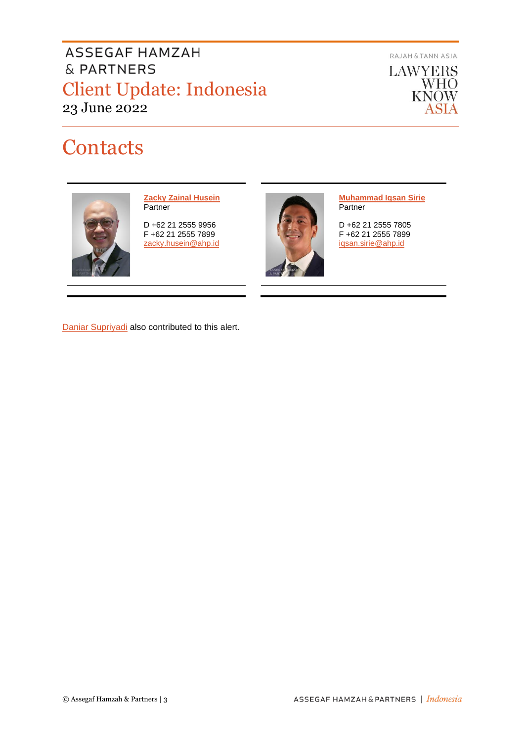# Contacts

**Zacky Zainal Husein**
Partner

D +62 21 2555 9956
F +62 21 2555 7899
zacky.husein@ahp.id

**Muhammad Iqsan Sirie**
Partner

D +62 21 2555 7805
F +62 21 2555 7899
iqsan.sirie@ahp.id

Daniar Supriyadi also contributed to this alert.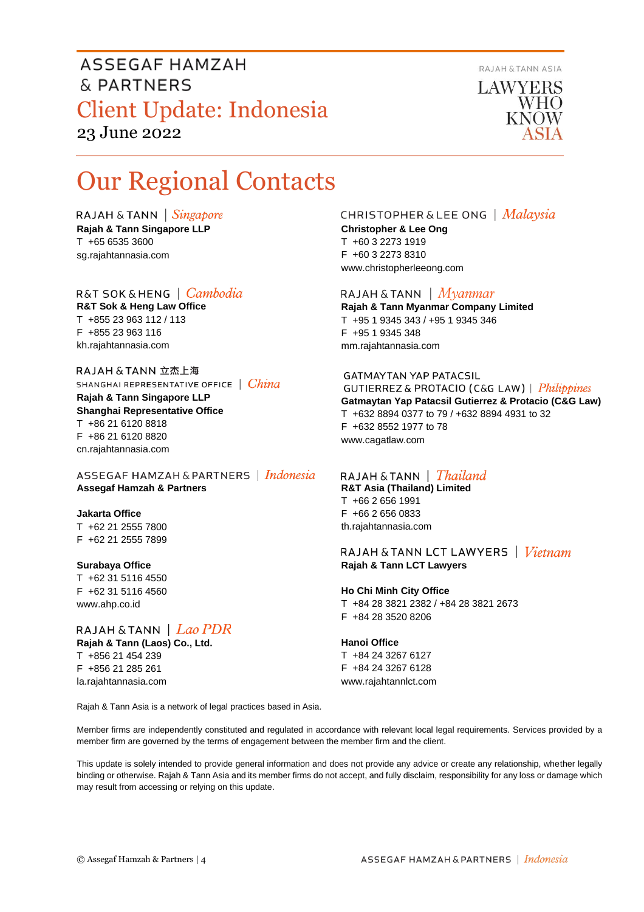# Our Regional Contacts

RAJAH & TANN | *Singapore*
**Rajah & Tann Singapore LLP**
T +65 6535 3600
sg.rajahtannasia.com

R&T SOK & HENG | *Cambodia*
**R&T Sok & Heng Law Office**
T +855 23 963 112 / 113
F +855 23 963 116
kh.rajahtannasia.com

RAJAH & TANN 立杰上海
SHANGHAI REPRESENTATIVE OFFICE | *China*
**Rajah & Tann Singapore LLP**
**Shanghai Representative Office**
T +86 21 6120 8818
F +86 21 6120 8820
cn.rajahtannasia.com

ASSEGAF HAMZAH & PARTNERS | *Indonesia*
**Assegaf Hamzah & Partners**

**Jakarta Office**
T +62 21 2555 7800
F +62 21 2555 7899

**Surabaya Office**
T +62 31 5116 4550
F +62 31 5116 4560
www.ahp.co.id

RAJAH & TANN | *Lao PDR*
**Rajah & Tann (Laos) Co., Ltd.**
T +856 21 454 239
F +856 21 285 261
la.rajahtannasia.com

CHRISTOPHER & LEE ONG | *Malaysia*
**Christopher & Lee Ong**
T +60 3 2273 1919
F +60 3 2273 8310
www.christopherleeong.com

RAJAH & TANN | *Myanmar*
**Rajah & Tann Myanmar Company Limited**
T +95 1 9345 343 / +95 1 9345 346
F +95 1 9345 348
mm.rajahtannasia.com

GATMAYTAN YAP PATACSIL
GUTIERREZ & PROTACIO (C&G LAW) | *Philippines*
**Gatmaytan Yap Patacsil Gutierrez & Protacio (C&G Law)**
T +632 8894 0377 to 79 / +632 8894 4931 to 32
F +632 8552 1977 to 78
www.cagatlaw.com

RAJAH & TANN | *Thailand*
**R&T Asia (Thailand) Limited**
T +66 2 656 1991
F +66 2 656 0833
th.rajahtannasia.com

RAJAH & TANN LCT LAWYERS | *Vietnam*
**Rajah & Tann LCT Lawyers**

**Ho Chi Minh City Office**
T +84 28 3821 2382 / +84 28 3821 2673
F +84 28 3520 8206

**Hanoi Office**
T +84 24 3267 6127
F +84 24 3267 6128
www.rajahtannlct.com

Rajah & Tann Asia is a network of legal practices based in Asia.

Member firms are independently constituted and regulated in accordance with relevant local legal requirements. Services provided by a member firm are governed by the terms of engagement between the member firm and the client.

This update is solely intended to provide general information and does not provide any advice or create any relationship, whether legally binding or otherwise. Rajah & Tann Asia and its member firms do not accept, and fully disclaim, responsibility for any loss or damage which may result from accessing or relying on this update.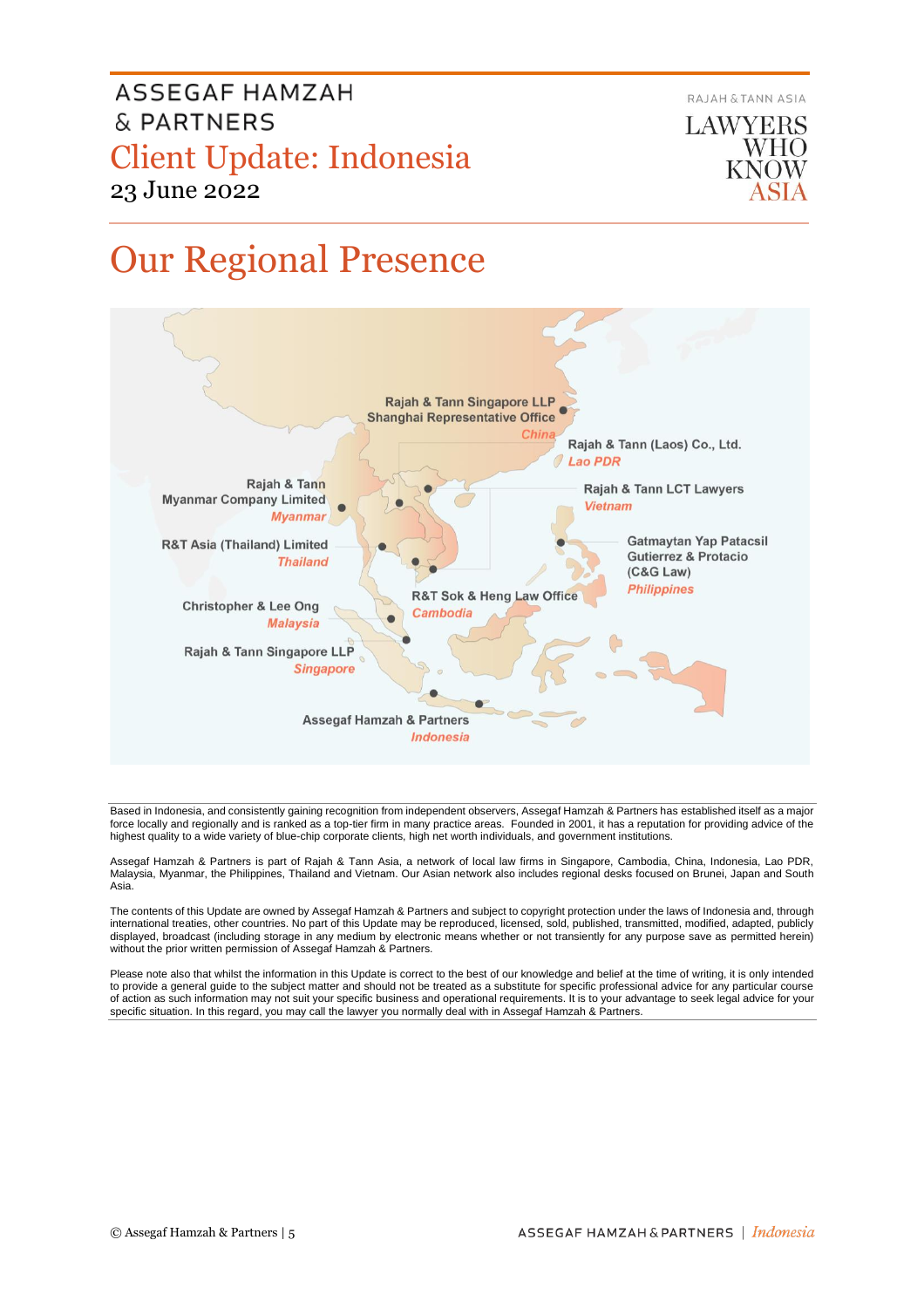# Our Regional Presence

Rajah & Tann Singapore LLP
Shanghai Representative Office
*China*

Rajah & Tann (Laos) Co., Ltd.
*Lao PDR*

Rajah & Tann
Myanmar Company Limited
*Myanmar*

Rajah & Tann LCT Lawyers
*Vietnam*

R&T Asia (Thailand) Limited
*Thailand*

Gatmaytan Yap Patacsil
Gutierrez & Protacio
(C&G Law)
*Philippines*

R&T Sok & Heng Law Office
*Cambodia*

Christopher & Lee Ong
*Malaysia*

Rajah & Tann Singapore LLP
*Singapore*

Assegaf Hamzah & Partners
*Indonesia*

Based in Indonesia, and consistently gaining recognition from independent observers, Assegaf Hamzah & Partners has established itself as a major force locally and regionally and is ranked as a top-tier firm in many practice areas. Founded in 2001, it has a reputation for providing advice of the highest quality to a wide variety of blue-chip corporate clients, high net worth individuals, and government institutions.

Assegaf Hamzah & Partners is part of Rajah & Tann Asia, a network of local law firms in Singapore, Cambodia, China, Indonesia, Lao PDR, Malaysia, Myanmar, the Philippines, Thailand and Vietnam. Our Asian network also includes regional desks focused on Brunei, Japan and South Asia.

The contents of this Update are owned by Assegaf Hamzah & Partners and subject to copyright protection under the laws of Indonesia and, through international treaties, other countries. No part of this Update may be reproduced, licensed, sold, published, transmitted, modified, adapted, publicly displayed, broadcast (including storage in any medium by electronic means whether or not transiently for any purpose save as permitted herein) without the prior written permission of Assegaf Hamzah & Partners.

Please note also that whilst the information in this Update is correct to the best of our knowledge and belief at the time of writing, it is only intended to provide a general guide to the subject matter and should not be treated as a substitute for specific professional advice for any particular course of action as such information may not suit your specific business and operational requirements. It is to your advantage to seek legal advice for your specific situation. In this regard, you may call the lawyer you normally deal with in Assegaf Hamzah & Partners.